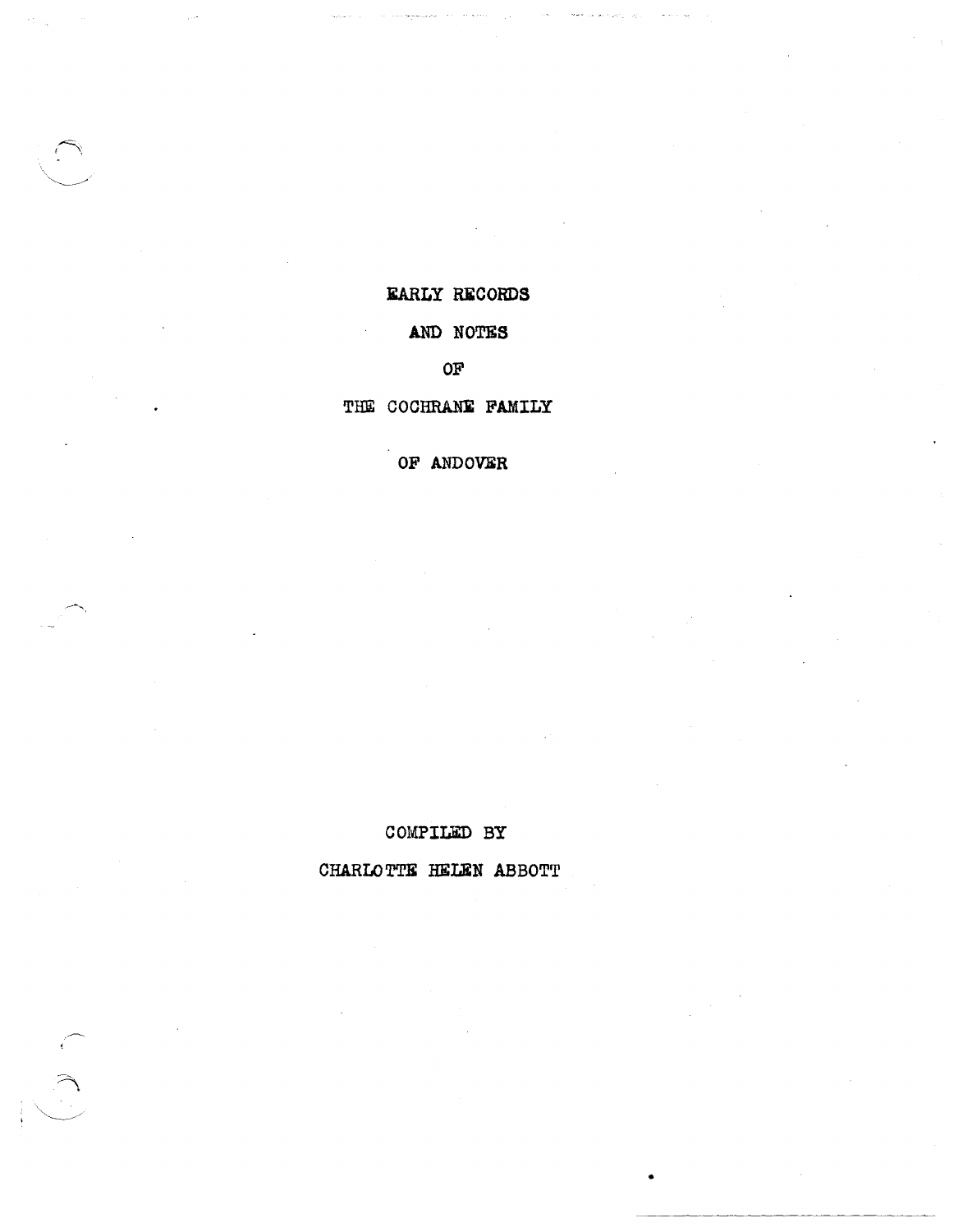# EARLY RECORDS

# AND NOTES

# OF

# THE COCHRANE FAMILY

# OF ANDOVER

COMPILED BY

CHARLOTTE HELEN ABBOTT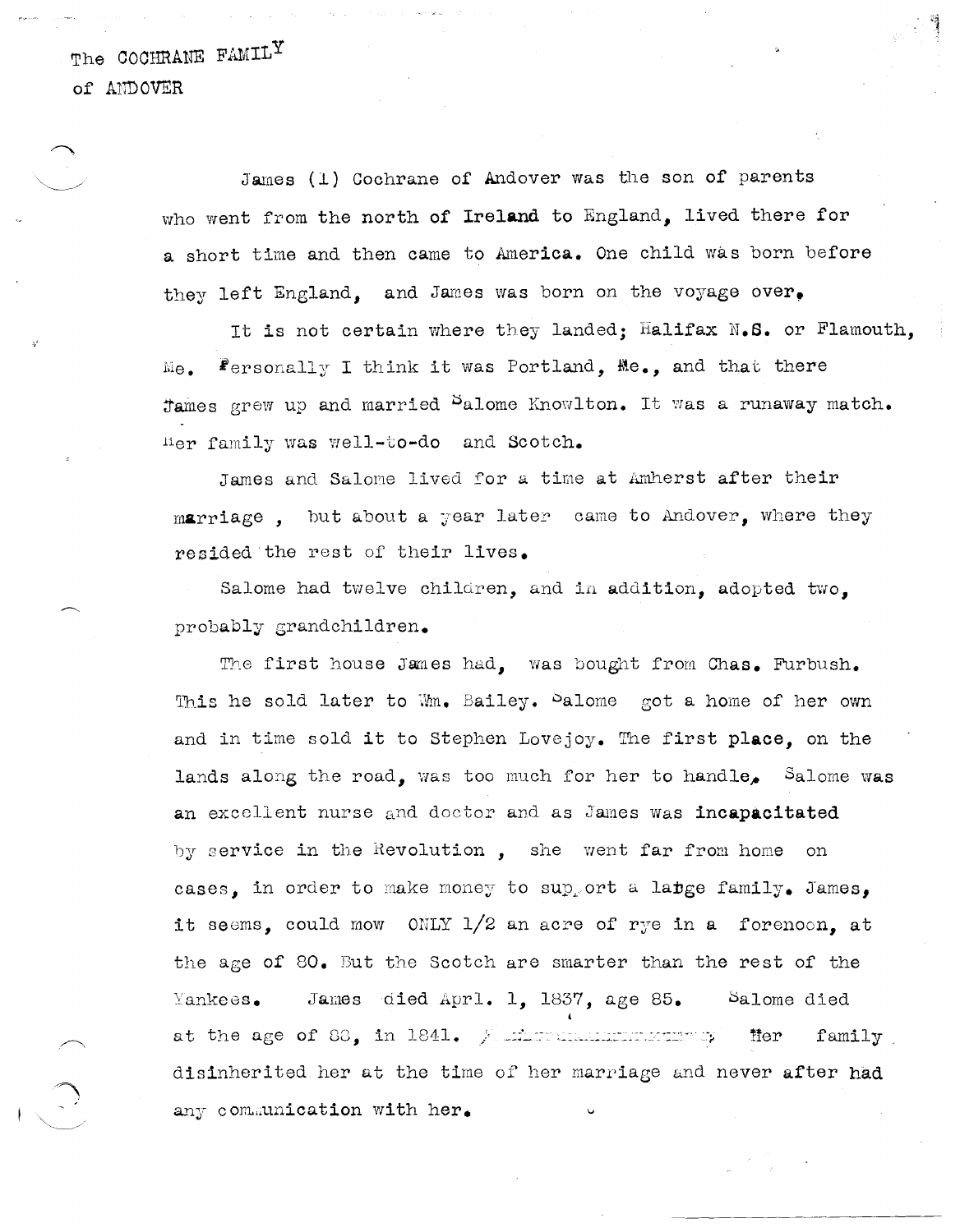The COCHRANE FAMILY
of ANDOVER

James (1) Cochrane of Andover was the son of parents who went from the north of Ireland to England, lived there for a short time and then came to America. One child was born before they left England, and James was born on the voyage over.

It is not certain where they landed; Halifax N.S. or Flamouth, Me. Personally I think it was Portland, Me., and that there James grew up and married Salome Knowlton. It was a runaway match. Her family was well-to-do and Scotch.

James and Salome lived for a time at Amherst after their marriage, but about a year later came to Andover, where they resided the rest of their lives.

Salome had twelve children, and in addition, adopted two, probably grandchildren.

The first house James had, was bought from Chas. Furbush. This he sold later to Wm. Bailey. Salome got a home of her own and in time sold it to Stephen Lovejoy. The first place, on the lands along the road, was too much for her to handle. Salome was an excellent nurse and doctor and as James was incapacitated by service in the Revolution, she went far from home on cases, in order to make money to support a large family. James, it seems, could mow ONLY 1/2 an acre of rye in a forenoon, at the age of 80. But the Scotch are smarter than the rest of the Yankees. James died Aprl. 1, 1837, age 85. Salome died at the age of 88, in 1841. Her family disinherited her at the time of her marriage and never after had any communication with her.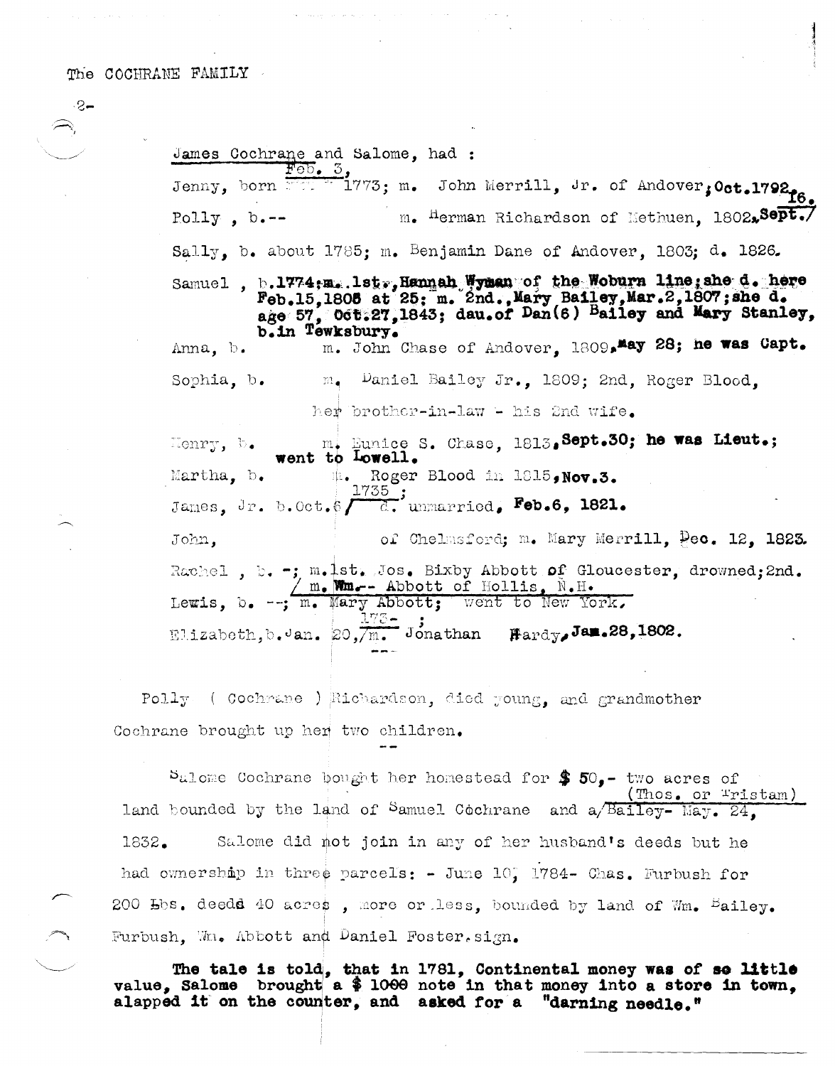The COCHRANE FAMILY

James Cochrane and Salome, had :

Jenny, born Feb. 3, 1773; m. John Merrill, Jr. of Andover; Oct.1792 16.

Polly , b.-- m. Herman Richardson of Methuen, 1802, Sept.

Sally, b. about 1785; m. Benjamin Dane of Andover, 1803; d. 1826.

Samuel , b.1774; m. 1st., Hannah Wyman of the Woburn line; she d. here Feb.15,1806 at 25; m. 2nd., Mary Bailey, Mar.2,1807; she d. age 57, Oct.27,1843; dau. of Dan(6) Bailey and Mary Stanley, b. in Tewksbury.

Anna, b. m. John Chase of Andover, 1809, May 28; he was Capt.

Sophia, b. m. Daniel Bailey Jr., 1809; 2nd, Roger Blood, her brother-in-law - his 2nd wife.

Henry, b. m. Eunice S. Chase, 1813, Sept.30; he was Lieut.; went to Lowell.

Martha, b. m. Roger Blood in 1815, Nov.3.

James, Jr. b.Oct.6, 1735 ; d. unmarried, Feb.6, 1821.

John, of Chelmsford; m. Mary Merrill, Dec. 12, 1823.

Rachel , b. -; m.1st. Jos. Bixby Abbott of Gloucester, drowned; 2nd. m. Wm.-- Abbott of Hollis, N.H.

Lewis, b. --; m. Mary Abbott; went to New York.

Elizabeth, b. Jan. 20, 173- ; m. Jonathan Hardy, Jan.28,1802.

---

Polly ( Cochrane ) Richardson, died young, and grandmother Cochrane brought up her two children.

---

Salome Cochrane bought her homestead for $ 50,- two acres of land bounded by the land of Samuel Cochrane and a (Thos. or Tristam) Bailey- May. 24, 1832. Salome did not join in any of her husband's deeds but he had ownership in three parcels: - June 10, 1784- Chas. Furbush for 200 Lbs. deedd 40 acres , more or less, bounded by land of Wm. Bailey. Furbush, Wm. Abbott and Daniel Foster sign.

**The tale is told, that in 1781, Continental money was of so little value, Salome brought a $ 1000 note in that money into a store in town, slapped it on the counter, and asked for a "darning needle."**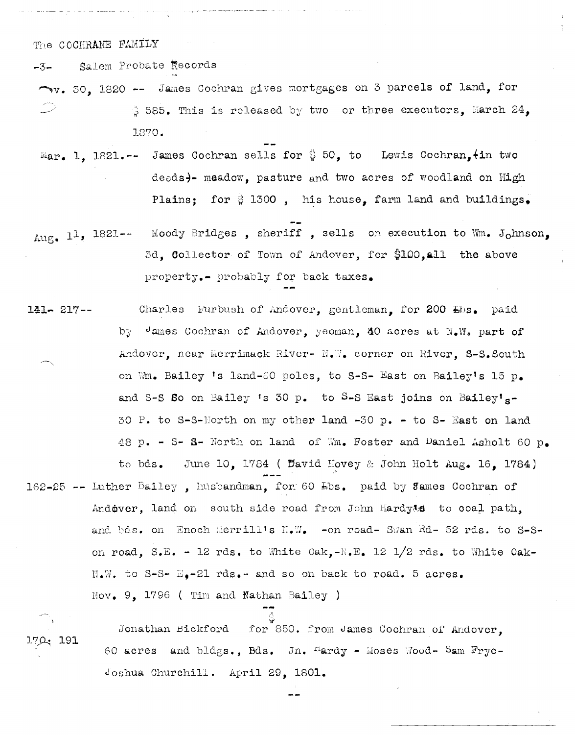The COCHRANE FAMILY

-3- Salem Probate Records

Nov. 30, 1820 -- James Cochran gives mortgages on 3 parcels of land, for $ 585. This is released by two or three executors, March 24, 1870.

--

Mar. 1, 1821.-- James Cochran sells for $ 50, to Lewis Cochran,(in two deeds)- meadow, pasture and two acres of woodland on High Plains; for $ 1300 , his house, farm land and buildings.

--

Aug. 11, 1821-- Moody Bridges , sheriff , sells on execution to Wm. Johnson, 3d, Collector of Town of Andover, for $100, all the above property.- probably for back taxes.

--

141- 217-- Charles Furbush of Andover, gentleman, for 200 Lbs. paid by James Cochran of Andover, yeoman, 40 acres at N.W. part of Andover, near Merrimack River- N.W. corner on River, S-S.South on Wm. Bailey 's land-60 poles, to S-S- East on Bailey's 15 p. and S-S So on Bailey 's 30 p. to S-S East joins on Bailey's- 30 P. to S-S-North on my other land -30 p. - to S- East on land 48 p. - S- S- North on land of Wm. Foster and Daniel Asholt 60 p. to bds. June 10, 1784 ( David Hovey & John Holt Aug. 16, 1784)

---

162-25 -- Luther Bailey , husbandman, for 60 Lbs. paid by James Cochran of Andover, land on south side road from John Hardy's to coal path, and bds. on Enoch Merrill's N.W. -on road- Swan Rd- 52 rds. to S-S- on road, S.E. - 12 rds. to White Oak,-N.E. 12 1/2 rds. to White Oak- N.W. to S-S- E,-21 rds.- and so on back to road. 5 acres. Nov. 9, 1796 ( Tim and Nathan Bailey )

--

170- 191 Jonathan Bickford for $ 850. from James Cochran of Andover, 60 acres and bldgs., Bds. Jn. Hardy - Moses Wood- Sam Frye- Joshua Churchill. April 29, 1801.

--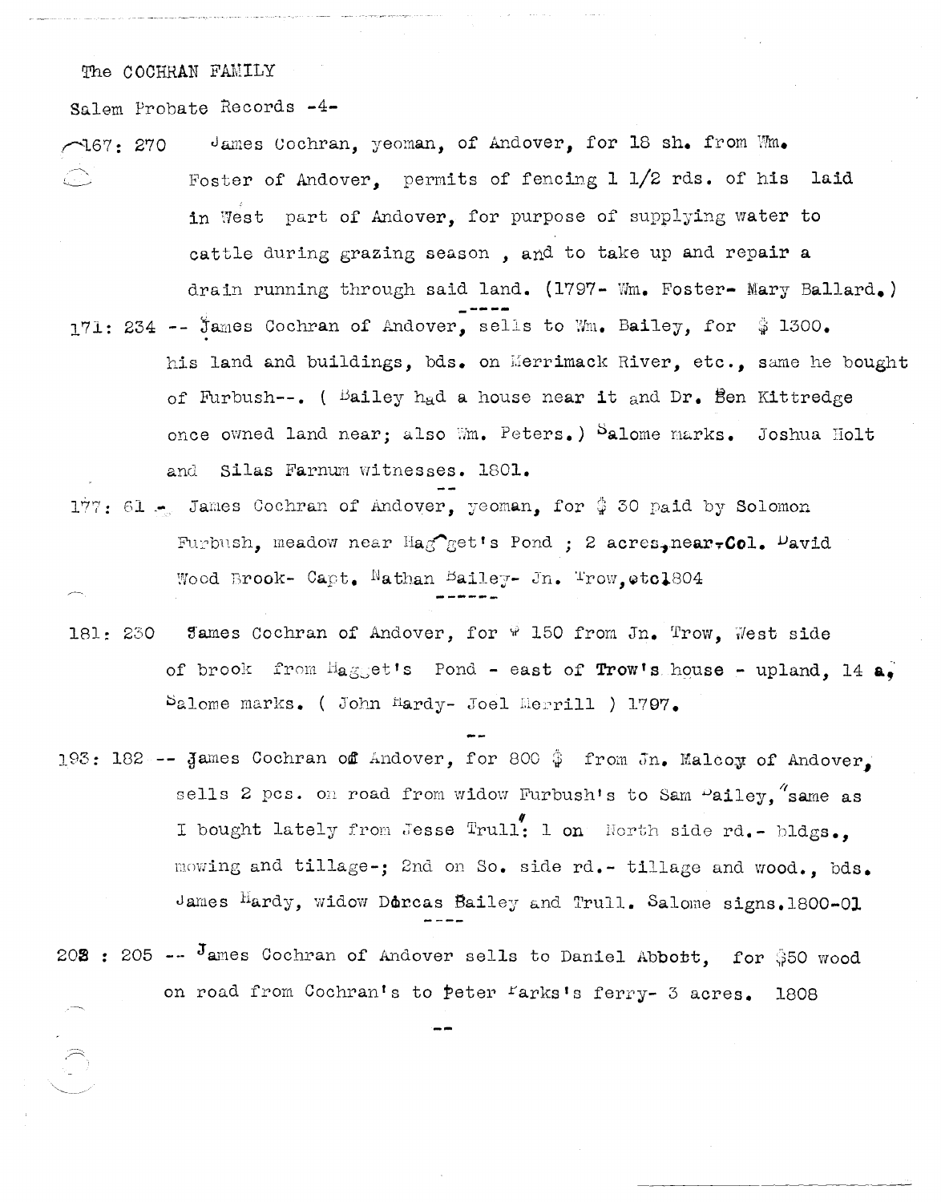The COCHRAN FAMILY

Salem Probate Records -4-

167: 270 James Cochran, yeoman, of Andover, for 18 sh. from Wm. Foster of Andover, permits of fencing 1 1/2 rds. of his laid in West part of Andover, for purpose of supplying water to cattle during grazing season , and to take up and repair a drain running through said land. (1797- Wm. Foster- Mary Ballard.)

----

171: 234 -- James Cochran of Andover, sells to Wm. Bailey, for $ 1300. his land and buildings, bds. on Merrimack River, etc., same he bought of Furbush--. ( Bailey had a house near it and Dr. Ben Kittredge once owned land near; also Wm. Peters.) Salome marks. Joshua Holt and Silas Farnum witnesses. 1801.

--

177: 61 - James Cochran of Andover, yeoman, for $ 30 paid by Solomon Furbush, meadow near Haggett's Pond ; 2 acres, near Col. David Wood Brook- Capt. Nathan Bailey- Jn. Trow, etc 1804

------

181: 230 James Cochran of Andover, for $ 150 from Jn. Trow, West side of brook from Haggett's Pond - east of Trow's house - upland, 14 a, Salome marks. ( John Hardy- Joel Merrill ) 1797.

--

193: 182 -- James Cochran of Andover, for 800 $ from Jn. Malcoy of Andover, sells 2 pcs. on road from widow Furbush's to Sam Bailey, "same as I bought lately from Jesse Trull": 1 on North side rd.- bldgs., mowing and tillage-; 2nd on So. side rd.- tillage and wood., bds. James Hardy, widow Dorcas Bailey and Trull. Salome signs. 1800-01

----

208 : 205 -- James Cochran of Andover sells to Daniel Abbott, for $50 wood on road from Cochran's to Peter Parks's ferry- 3 acres. 1808

--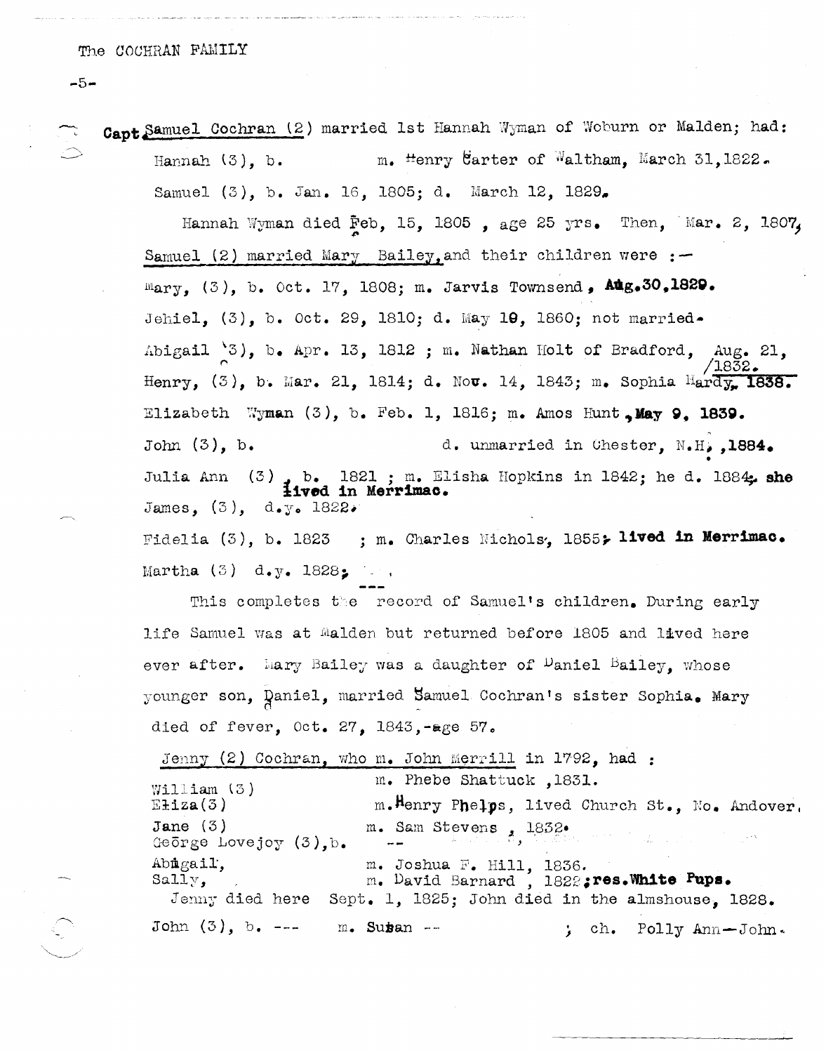Capt Samuel Cochran (2) married 1st Hannah Wyman of Woburn or Malden; had:

Hannah (3), b.          m. Henry Carter of Waltham, March 31, 1822.

Samuel (3), b. Jan. 16, 1805; d. March 12, 1829.

Hannah Wyman died Feb, 15, 1805 , age 25 yrs. Then, Mar. 2, 1807, Samuel (2) married Mary Bailey, and their children were :—

Mary, (3), b. Oct. 17, 1808; m. Jarvis Townsend, Aug.30,1829.

Jehiel, (3), b. Oct. 29, 1810; d. May 19, 1860; not married.

Abigail (3), b. Apr. 13, 1812 ; m. Nathan Holt of Bradford, Aug. 21, /1832.

Henry, (3), b. Mar. 21, 1814; d. Nov. 14, 1843; m. Sophia Hardy, 1838.

Elizabeth Wyman (3), b. Feb. 1, 1816; m. Amos Hunt, May 9, 1839.

John (3), b.          d. unmarried in Chester, N.H., 1884.

Julia Ann (3), b. 1821 ; m. Elisha Hopkins in 1842; he d. 1884; **she lived in Merrimac.**

James, (3), d.y. 1822.

Fidelia (3), b. 1823 ; m. Charles Nichols, 1855; **lived in Merrimac.**

Martha (3) d.y. 1828;

---

This completes the record of Samuel's children. During early life Samuel was at Malden but returned before 1805 and lived here ever after. Mary Bailey was a daughter of Daniel Bailey, whose younger son, Daniel, married Samuel Cochran's sister Sophia. Mary died of fever, Oct. 27, 1843, age 57.

Jenny (2) Cochran, who m. John Merrill in 1792, had :

William (3)          m. Phebe Shattuck, 1831.
Eliza(3)          m. Henry Phelps, lived Church St., No. Andover.
Jane (3)          m. Sam Stevens, 1832.
George Lovejoy (3), b.          --
Abigail,          m. Joshua F. Hill, 1836.
Sally,          m. David Barnard, 1822; **res. White Pups.**

Jenny died here Sept. 1, 1825; John died in the almshouse, 1828.

John (3), b. ---   m. Susan --          ; ch. Polly Ann—John.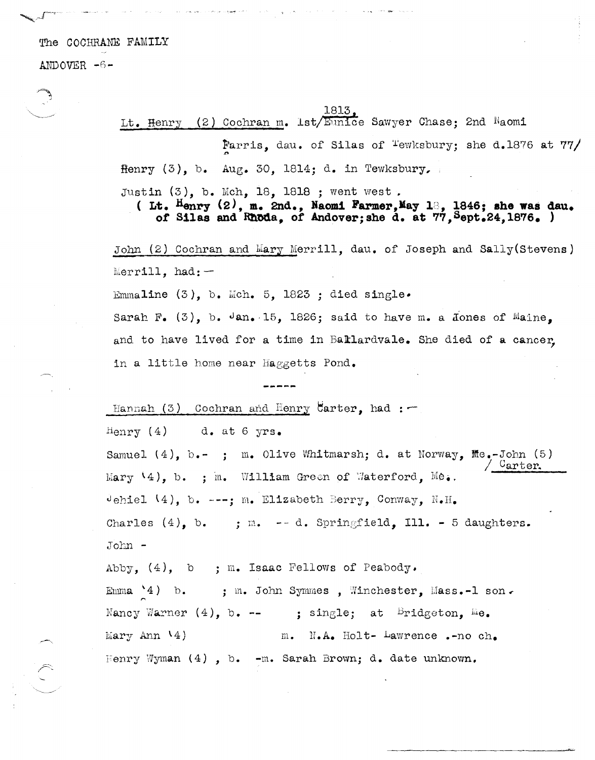The COCHRANE FAMILY

ANDOVER -6-

Lt. Henry (2) Cochran m. 1st/1813, Eunice Sawyer Chase; 2nd Naomi Farris, dau. of Silas of Tewksbury; she d.1876 at 77/

Henry (3), b. Aug. 30, 1814; d. in Tewksbury.

Justin (3), b. Mch, 18, 1818 ; went west.

**( Lt. Henry (2), m. 2nd., Naomi Farmer, May 18, 1846; she was dau. of Silas and Rhoda, of Andover; she d. at 77, Sept.24, 1876. )**

John (2) Cochran and Mary Merrill, dau. of Joseph and Sally(Stevens) Merrill, had:—

Emmaline (3), b. Mch. 5, 1823 ; died single.

Sarah F. (3), b. Jan. 15, 1826; said to have m. a Jones of Maine, and to have lived for a time in Ballardvale. She died of a cancer, in a little home near Haggetts Pond.

-----

Hannah (3) Cochran and Henry Carter, had :—

Henry (4) d. at 6 yrs.

Samuel (4), b.- ; m. Olive Whitmarsh; d. at Norway, Me.-John (5) / Carter.

Mary (4), b. ; m. William Green of Waterford, Me.

Jehiel (4), b. ---; m. Elizabeth Berry, Conway, N.H.

Charles (4), b. ; m. -- d. Springfield, Ill. - 5 daughters.

John -

Abby, (4), b ; m. Isaac Fellows of Peabody.

Emma (4) b. ; m. John Symmes , Winchester, Mass.-1 son.

Nancy Warner (4), b. -- ; single; at Bridgeton, Me.

Mary Ann (4) m. N.A. Holt- Lawrence .-no ch.

Henry Wyman (4) , b. -m. Sarah Brown; d. date unknown.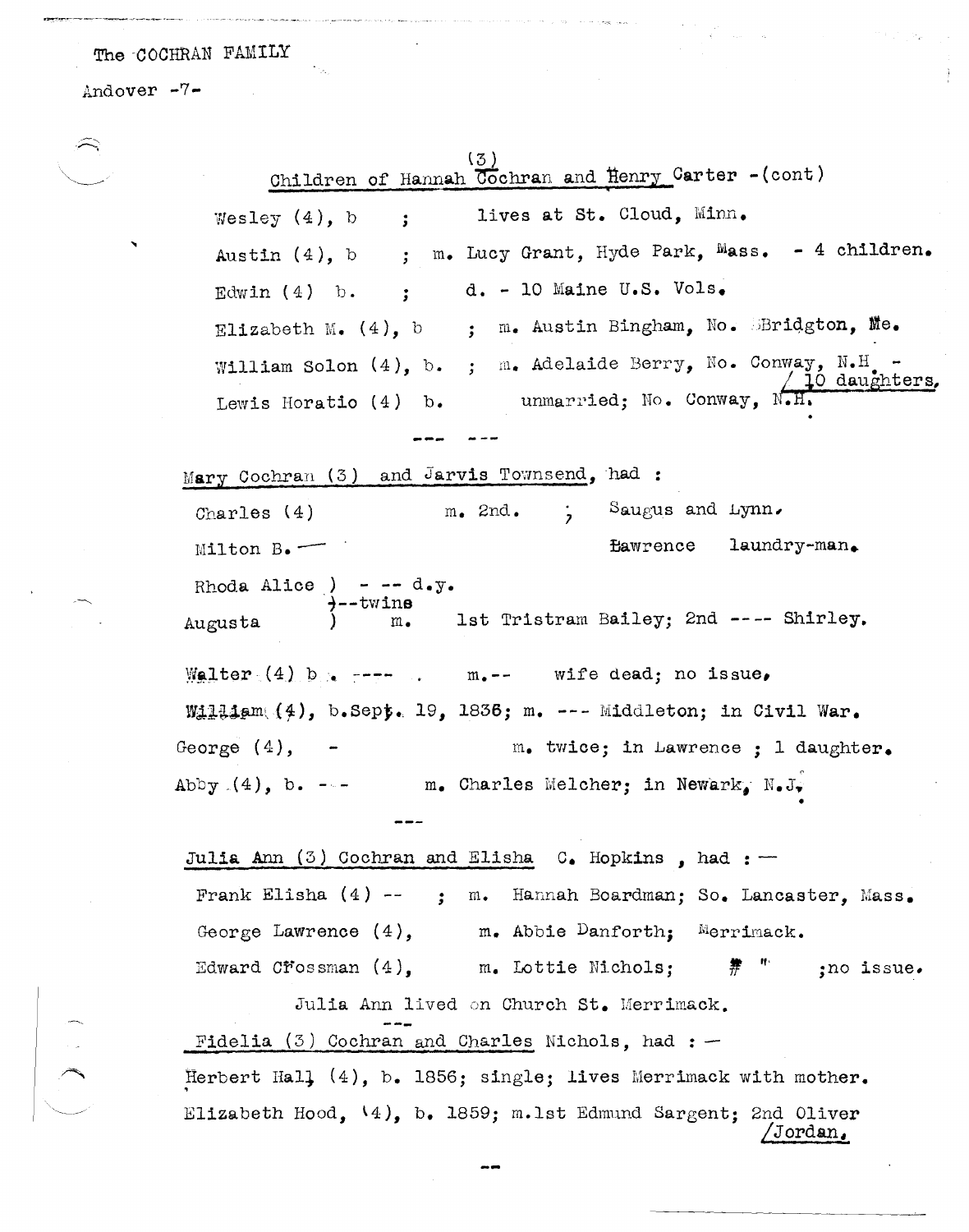The COCHRAN FAMILY

Andover -7-

Children of Hannah (3) Cochran and Henry Carter -(cont)

Wesley (4), b ; lives at St. Cloud, Minn.

Austin (4), b ; m. Lucy Grant, Hyde Park, Mass. - 4 children.

Edwin (4) b. ; d. - 10 Maine U.S. Vols.

Elizabeth M. (4), b ; m. Austin Bingham, No. Bridgton, Me.

William Solon (4), b. ; m. Adelaide Berry, No. Conway, N.H. - 10 daughters.

Lewis Horatio (4) b. unmarried; No. Conway, N.H.

--- ---

Mary Cochran (3) and Jarvis Townsend, had :

Charles (4) m. 2nd. ; Saugus and Lynn.

Milton B. — Lawrence laundry-man.

Rhoda Alice ) - -- d.y.
)--twins
Augusta ) m. 1st Tristram Bailey; 2nd ---- Shirley.

Walter (4) b. ---- . m.-- wife dead; no issue,

William (4), b.Sept. 19, 1836; m. --- Middleton; in Civil War.

George (4), - m. twice; in Lawrence ; 1 daughter.

Abby (4), b. -- m. Charles Melcher; in Newark, N.J.

---

Julia Ann (3) Cochran and Elisha C. Hopkins , had :—

Frank Elisha (4) -- ; m. Hannah Boardman; So. Lancaster, Mass.

George Lawrence (4), m. Abbie Danforth; Merrimack.

Edward Crossman (4), m. Lottie Nichols; " " ;no issue.

Julia Ann lived on Church St. Merrimack.

---

Fidelia (3) Cochran and Charles Nichols, had : —

Herbert Hall (4), b. 1856; single; lives Merrimack with mother.

Elizabeth Hood, (4), b. 1859; m.1st Edmund Sargent; 2nd Oliver Jordan.

--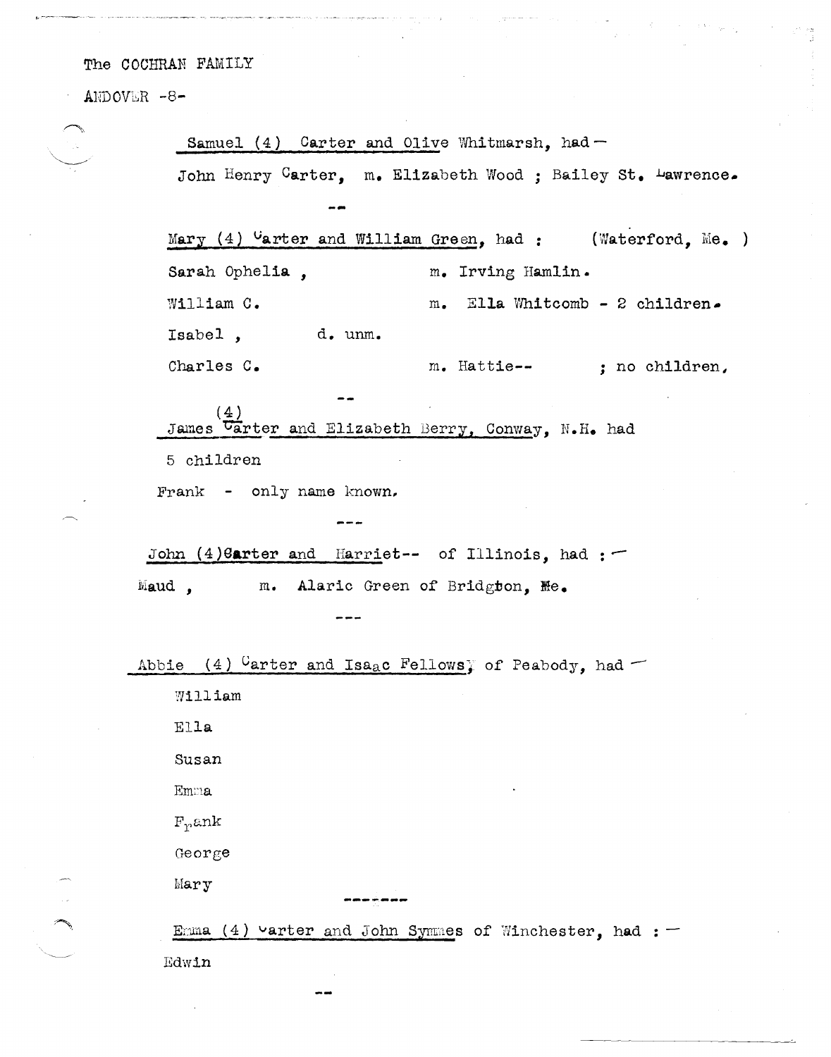The COCHRAN FAMILY

ANDOVER -8-

Samuel (4) Carter and Olive Whitmarsh, had —

John Henry Carter, m. Elizabeth Wood ; Bailey St. Lawrence.

--

Mary (4) Carter and William Green, had : (Waterford, Me. )

Sarah Ophelia , m. Irving Hamlin.

William C. m. Ella Whitcomb - 2 children.

Isabel , d. unm.

Charles C. m. Hattie-- ; no children,

--

James (4) Carter and Elizabeth Berry, Conway, N.H. had

5 children

Frank - only name known.

---

John (4) Carter and Harriet-- of Illinois, had : —

Maud , m. Alaric Green of Bridgton, Me.

---

Abbie (4) Carter and Isaac Fellows, of Peabody, had —

William

Ella

Susan

Emma

Frank

George

Mary

-------

Emma (4) Carter and John Symmes of Winchester, had : —

Edwin

--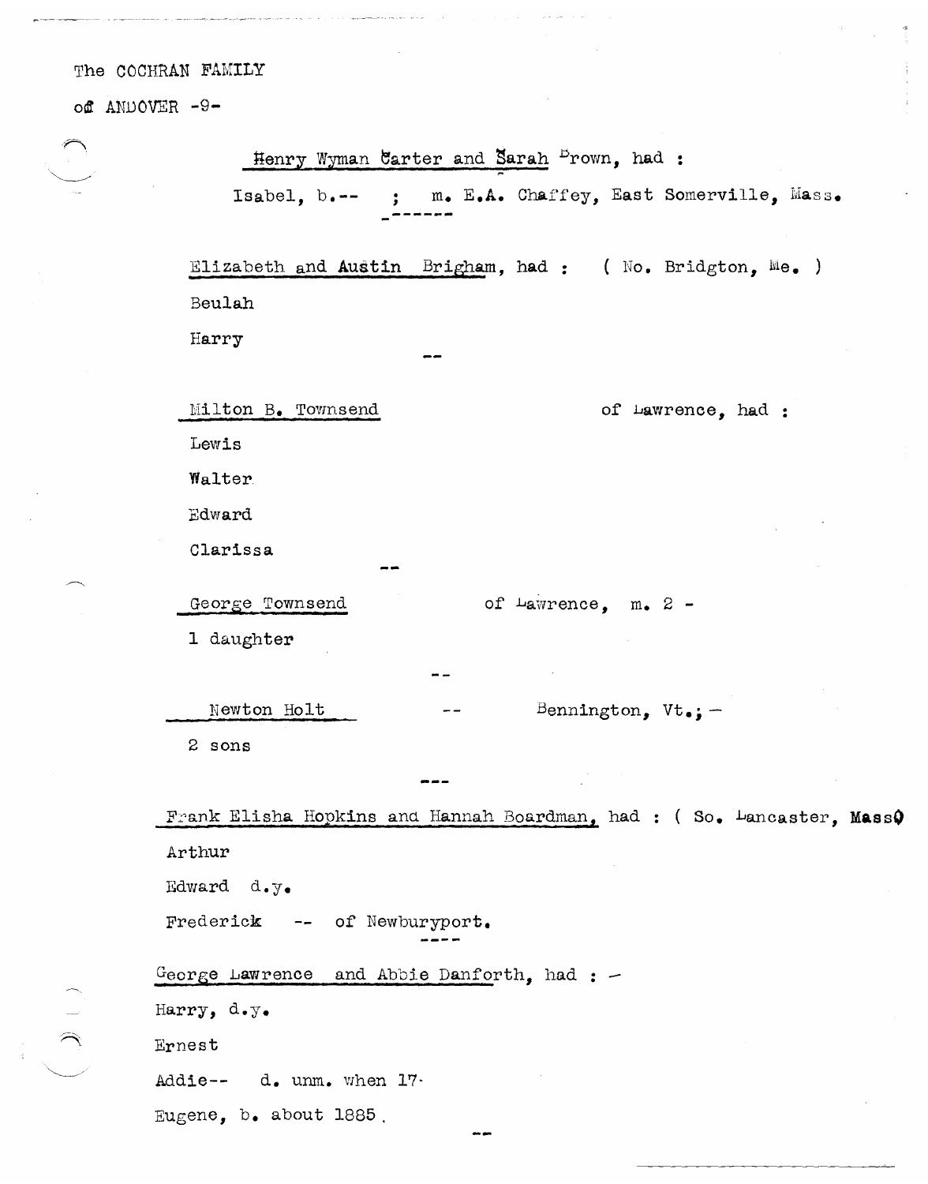The COCHRAN FAMILY

of ANDOVER -9-

Henry Wyman Carter and Sarah Brown, had :

Isabel, b.-- ; m. E.A. Chaffey, East Somerville, Mass.

------

Elizabeth and Austin Brigham, had : ( No. Bridgton, Me. )

Beulah

Harry

--

Milton B. Townsend of Lawrence, had :

Lewis

Walter

Edward

Clarissa

--

George Townsend of Lawrence, m. 2 -

1 daughter

--

Newton Holt -- Bennington, Vt.; -

2 sons

---

Frank Elisha Hopkins and Hannah Boardman, had : ( So. Lancaster, Mass)

Arthur

Edward d.y.

Frederick -- of Newburyport.

----

George Lawrence and Abbie Danforth, had : -

Harry, d.y.

Ernest

Addie-- d. unm. when 17.

Eugene, b. about 1885.

--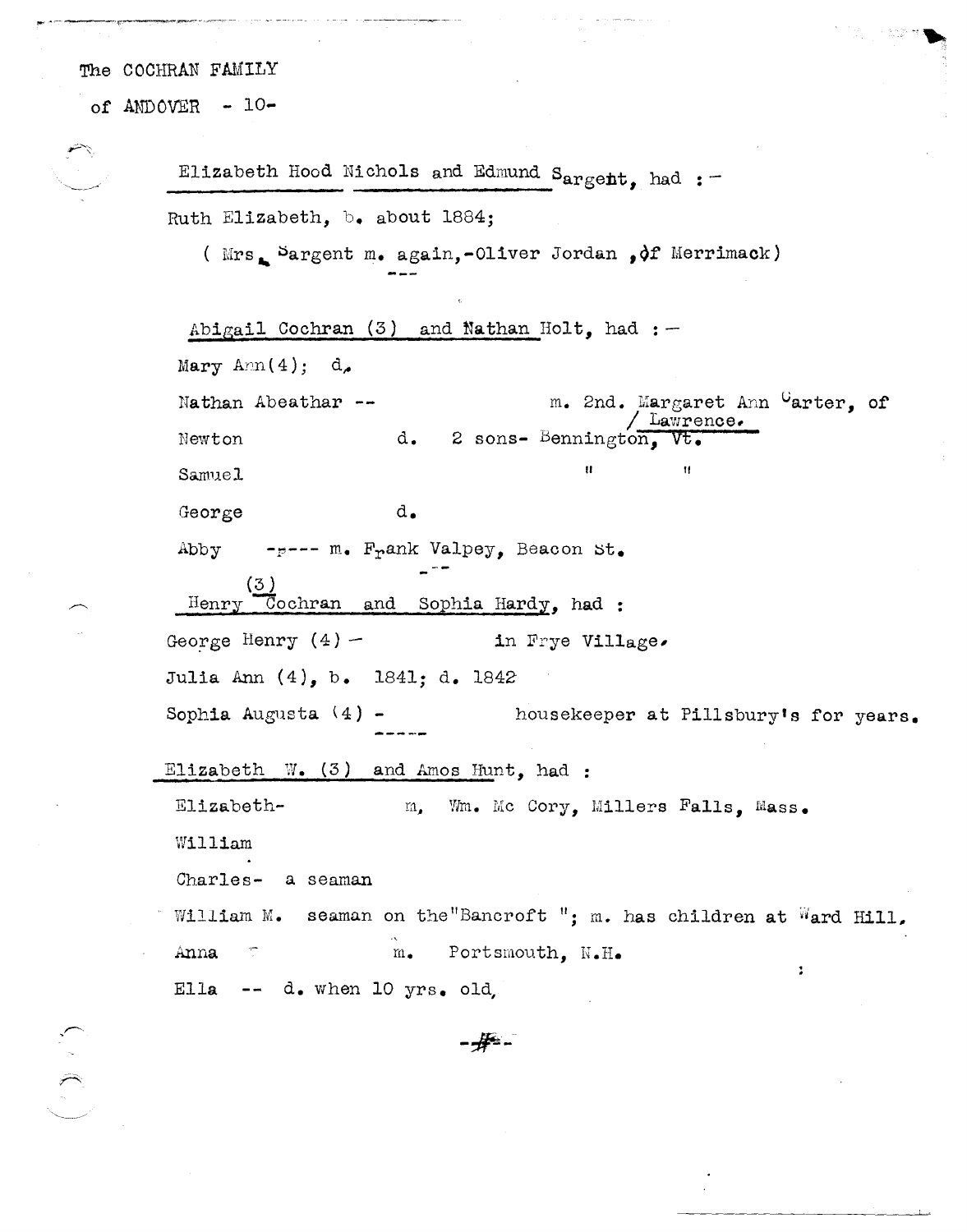The COCHRAN FAMILY

of ANDOVER - 10-

Elizabeth Hood Nichols and Edmund Sargent, had :-

Ruth Elizabeth, b. about 1884;

( Mrs. Sargent m. again,-Oliver Jordan , of Merrimack)

---

Abigail Cochran (3) and Nathan Holt, had :-

Mary Ann(4); d.

Nathan Abeathar -- m. 2nd. Margaret Ann Carter, of Lawrence.

Newton d. 2 sons- Bennington, Vt.

Samuel " "

George d.

Abby ----- m. Frank Valpey, Beacon St.

---

Henry Cochran (3) and Sophia Hardy, had :

George Henry (4) - in Frye Village.

Julia Ann (4), b. 1841; d. 1842

Sophia Augusta (4) - housekeeper at Pillsbury's for years.

-----

Elizabeth W. (3) and Amos Hunt, had :

Elizabeth- m, Wm. Mc Cory, Millers Falls, Mass.

William

Charles- a seaman

William M. seaman on the "Bancroft "; m. has children at Ward Hill.

Anna m. Portsmouth, N.H.

Ella -- d. when 10 yrs. old,

-#-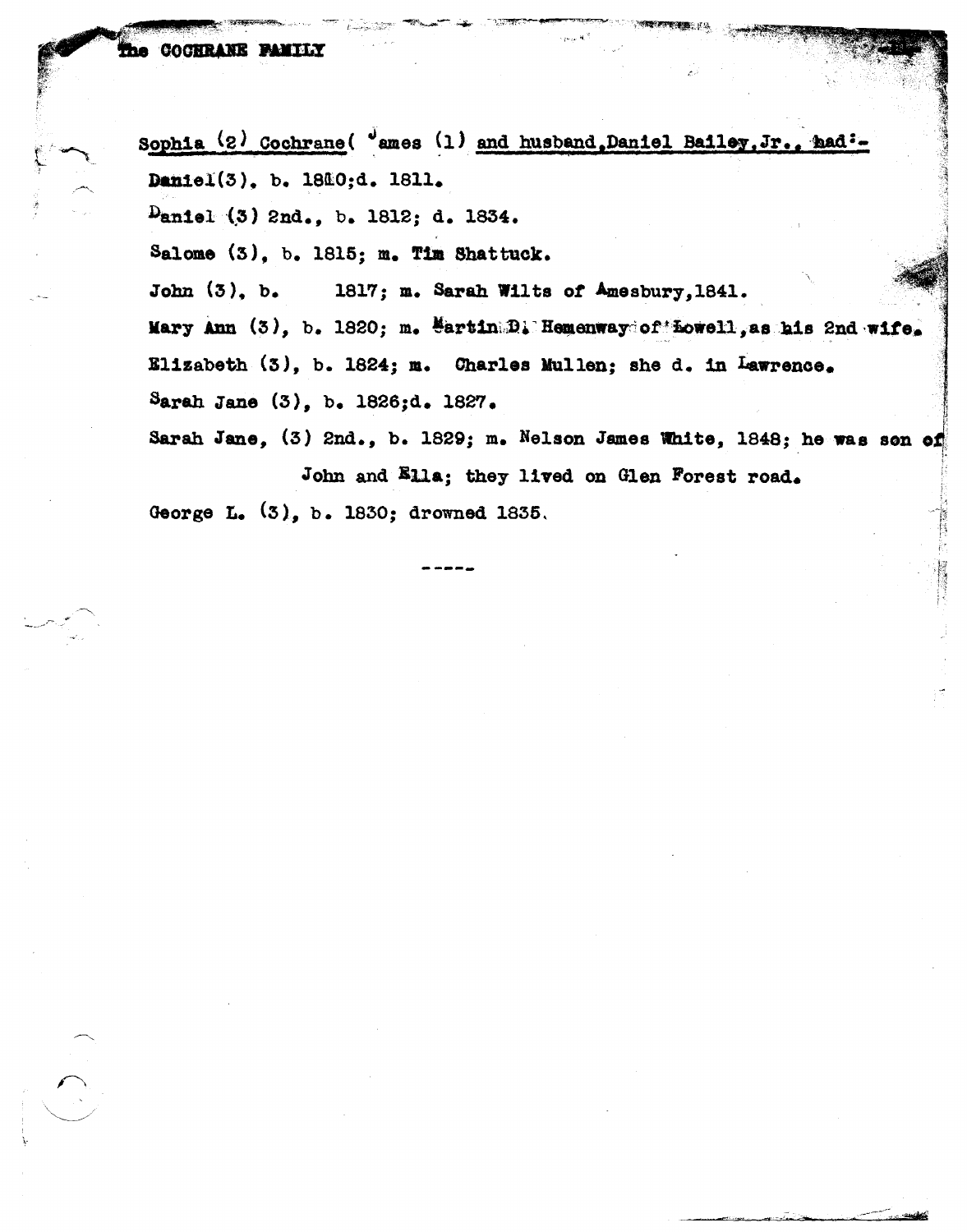Sophia (2) Cochrane( James (1) and husband, Daniel Bailey, Jr., had:-

Daniel(3), b. 1810; d. 1811.

Daniel (3) 2nd., b. 1812; d. 1834.

Salome (3), b. 1815; m. Tim Shattuck.

John (3), b. 1817; m. Sarah Wilts of Amesbury, 1841.

Mary Ann (3), b. 1820; m. Martin D. Hemenway of Lowell, as his 2nd wife.

Elizabeth (3), b. 1824; m. Charles Mullen; she d. in Lawrence.

Sarah Jane (3), b. 1826; d. 1827.

Sarah Jane, (3) 2nd., b. 1829; m. Nelson James White, 1848; he was son of John and Ella; they lived on Glen Forest road.

George L. (3), b. 1830; drowned 1835.

-----